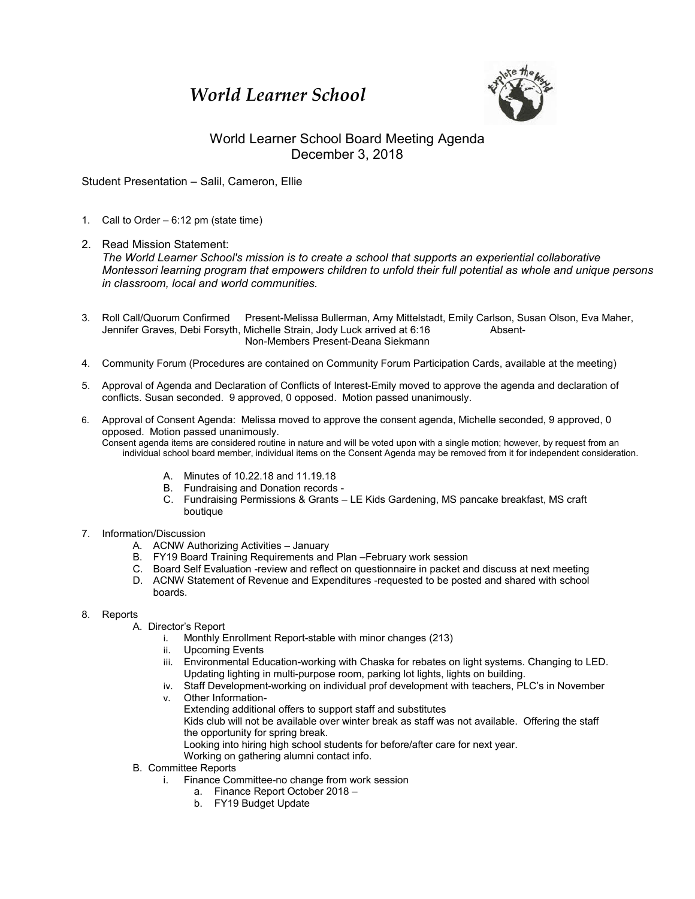# World Learner School

## World Learner School Board Meeting Agenda
## December 3, 2018

Student Presentation – Salil, Cameron, Ellie

1. Call to Order – 6:12 pm (state time)

2. Read Mission Statement:
   *The World Learner School's mission is to create a school that supports an experiential collaborative Montessori learning program that empowers children to unfold their full potential as whole and unique persons in classroom, local and world communities.*

3. Roll Call/Quorum Confirmed Present-Melissa Bullerman, Amy Mittelstadt, Emily Carlson, Susan Olson, Eva Maher, Jennifer Graves, Debi Forsyth, Michelle Strain, Jody Luck arrived at 6:16 Absent-
   Non-Members Present-Deana Siekmann

4. Community Forum (Procedures are contained on Community Forum Participation Cards, available at the meeting)

5. Approval of Agenda and Declaration of Conflicts of Interest-Emily moved to approve the agenda and declaration of conflicts. Susan seconded. 9 approved, 0 opposed. Motion passed unanimously.

6. Approval of Consent Agenda: Melissa moved to approve the consent agenda, Michelle seconded, 9 approved, 0 opposed. Motion passed unanimously.
   Consent agenda items are considered routine in nature and will be voted upon with a single motion; however, by request from an individual school board member, individual items on the Consent Agenda may be removed from it for independent consideration.
   A. Minutes of 10.22.18 and 11.19.18
   B. Fundraising and Donation records -
   C. Fundraising Permissions & Grants – LE Kids Gardening, MS pancake breakfast, MS craft boutique

7. Information/Discussion
   A. ACNW Authorizing Activities – January
   B. FY19 Board Training Requirements and Plan –February work session
   C. Board Self Evaluation -review and reflect on questionnaire in packet and discuss at next meeting
   D. ACNW Statement of Revenue and Expenditures -requested to be posted and shared with school boards.

8. Reports
   A. Director's Report
      i. Monthly Enrollment Report-stable with minor changes (213)
      ii. Upcoming Events
      iii. Environmental Education-working with Chaska for rebates on light systems. Changing to LED. Updating lighting in multi-purpose room, parking lot lights, lights on building.
      iv. Staff Development-working on individual prof development with teachers, PLC's in November
      v. Other Information-
         Extending additional offers to support staff and substitutes
         Kids club will not be available over winter break as staff was not available. Offering the staff the opportunity for spring break.
         Looking into hiring high school students for before/after care for next year.
         Working on gathering alumni contact info.
   B. Committee Reports
      i. Finance Committee-no change from work session
         a. Finance Report October 2018 –
         b. FY19 Budget Update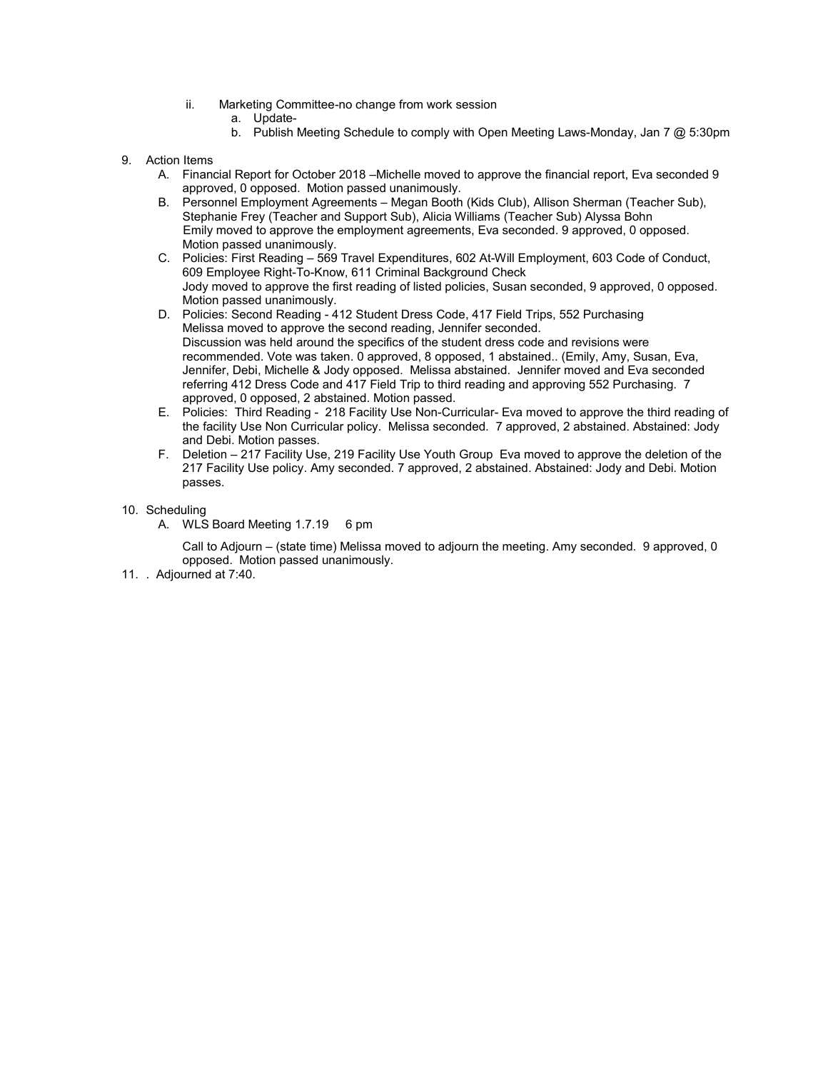ii. Marketing Committee-no change from work session
   a. Update-
   b. Publish Meeting Schedule to comply with Open Meeting Laws-Monday, Jan 7 @ 5:30pm

9. Action Items
   A. Financial Report for October 2018 –Michelle moved to approve the financial report, Eva seconded 9 approved, 0 opposed. Motion passed unanimously.
   B. Personnel Employment Agreements – Megan Booth (Kids Club), Allison Sherman (Teacher Sub), Stephanie Frey (Teacher and Support Sub), Alicia Williams (Teacher Sub) Alyssa Bohn
      Emily moved to approve the employment agreements, Eva seconded. 9 approved, 0 opposed. Motion passed unanimously.
   C. Policies: First Reading – 569 Travel Expenditures, 602 At-Will Employment, 603 Code of Conduct, 609 Employee Right-To-Know, 611 Criminal Background Check
      Jody moved to approve the first reading of listed policies, Susan seconded, 9 approved, 0 opposed. Motion passed unanimously.
   D. Policies: Second Reading - 412 Student Dress Code, 417 Field Trips, 552 Purchasing
      Melissa moved to approve the second reading, Jennifer seconded.
      Discussion was held around the specifics of the student dress code and revisions were recommended. Vote was taken. 0 approved, 8 opposed, 1 abstained.. (Emily, Amy, Susan, Eva, Jennifer, Debi, Michelle & Jody opposed. Melissa abstained. Jennifer moved and Eva seconded referring 412 Dress Code and 417 Field Trip to third reading and approving 552 Purchasing. 7 approved, 0 opposed, 2 abstained. Motion passed.
   E. Policies: Third Reading - 218 Facility Use Non-Curricular- Eva moved to approve the third reading of the facility Use Non Curricular policy. Melissa seconded. 7 approved, 2 abstained. Abstained: Jody and Debi. Motion passes.
   F. Deletion – 217 Facility Use, 219 Facility Use Youth Group Eva moved to approve the deletion of the 217 Facility Use policy. Amy seconded. 7 approved, 2 abstained. Abstained: Jody and Debi. Motion passes.

10. Scheduling
   A. WLS Board Meeting 1.7.19 6 pm

      Call to Adjourn – (state time) Melissa moved to adjourn the meeting. Amy seconded. 9 approved, 0 opposed. Motion passed unanimously.

11. . Adjourned at 7:40.